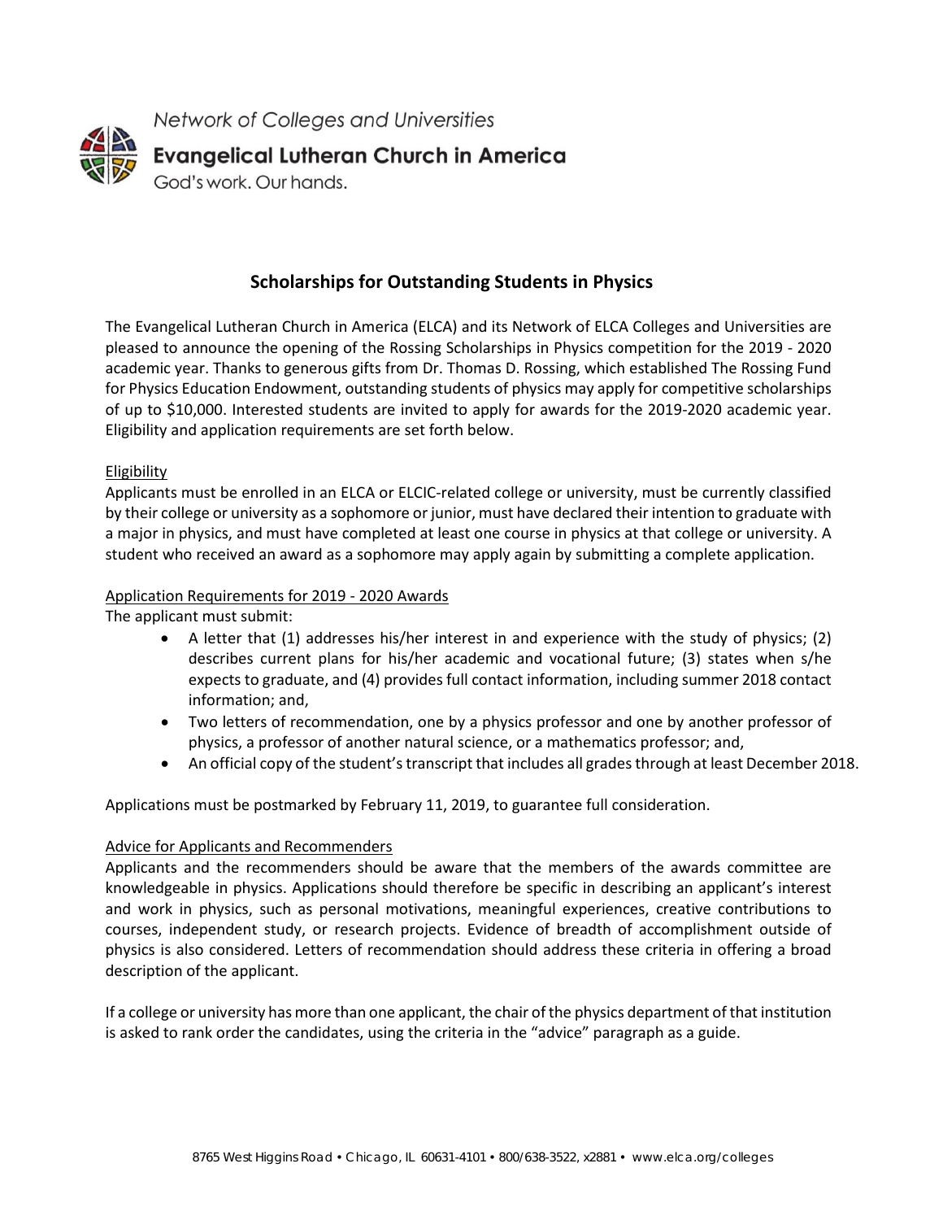Network of Colleges and Universities

**Evangelical Lutheran Church in America**

God's work. Our hands.

# Scholarships for Outstanding Students in Physics

The Evangelical Lutheran Church in America (ELCA) and its Network of ELCA Colleges and Universities are pleased to announce the opening of the Rossing Scholarships in Physics competition for the 2019 - 2020 academic year. Thanks to generous gifts from Dr. Thomas D. Rossing, which established The Rossing Fund for Physics Education Endowment, outstanding students of physics may apply for competitive scholarships of up to $10,000. Interested students are invited to apply for awards for the 2019-2020 academic year. Eligibility and application requirements are set forth below.

## Eligibility

Applicants must be enrolled in an ELCA or ELCIC-related college or university, must be currently classified by their college or university as a sophomore or junior, must have declared their intention to graduate with a major in physics, and must have completed at least one course in physics at that college or university. A student who received an award as a sophomore may apply again by submitting a complete application.

## Application Requirements for 2019 - 2020 Awards

The applicant must submit:

- A letter that (1) addresses his/her interest in and experience with the study of physics; (2) describes current plans for his/her academic and vocational future; (3) states when s/he expects to graduate, and (4) provides full contact information, including summer 2018 contact information; and,
- Two letters of recommendation, one by a physics professor and one by another professor of physics, a professor of another natural science, or a mathematics professor; and,
- An official copy of the student's transcript that includes all grades through at least December 2018.

Applications must be postmarked by February 11, 2019, to guarantee full consideration.

## Advice for Applicants and Recommenders

Applicants and the recommenders should be aware that the members of the awards committee are knowledgeable in physics. Applications should therefore be specific in describing an applicant's interest and work in physics, such as personal motivations, meaningful experiences, creative contributions to courses, independent study, or research projects. Evidence of breadth of accomplishment outside of physics is also considered. Letters of recommendation should address these criteria in offering a broad description of the applicant.

If a college or university has more than one applicant, the chair of the physics department of that institution is asked to rank order the candidates, using the criteria in the "advice" paragraph as a guide.

8765 West Higgins Road • Chicago, IL 60631-4101 • 800/638-3522, x2881 • www.elca.org/colleges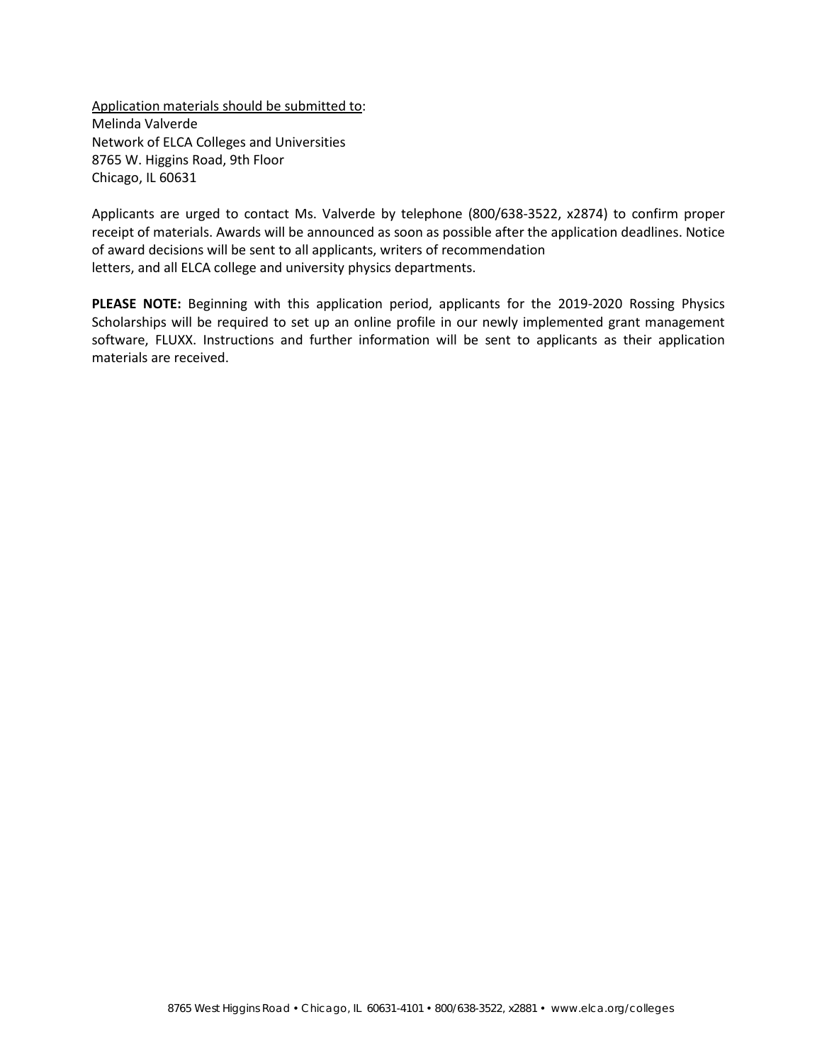<u>Application materials should be submitted to</u>:
Melinda Valverde
Network of ELCA Colleges and Universities
8765 W. Higgins Road, 9th Floor
Chicago, IL 60631

Applicants are urged to contact Ms. Valverde by telephone (800/638-3522, x2874) to confirm proper receipt of materials. Awards will be announced as soon as possible after the application deadlines. Notice of award decisions will be sent to all applicants, writers of recommendation letters, and all ELCA college and university physics departments.

**PLEASE NOTE:** Beginning with this application period, applicants for the 2019-2020 Rossing Physics Scholarships will be required to set up an online profile in our newly implemented grant management software, FLUXX. Instructions and further information will be sent to applicants as their application materials are received.